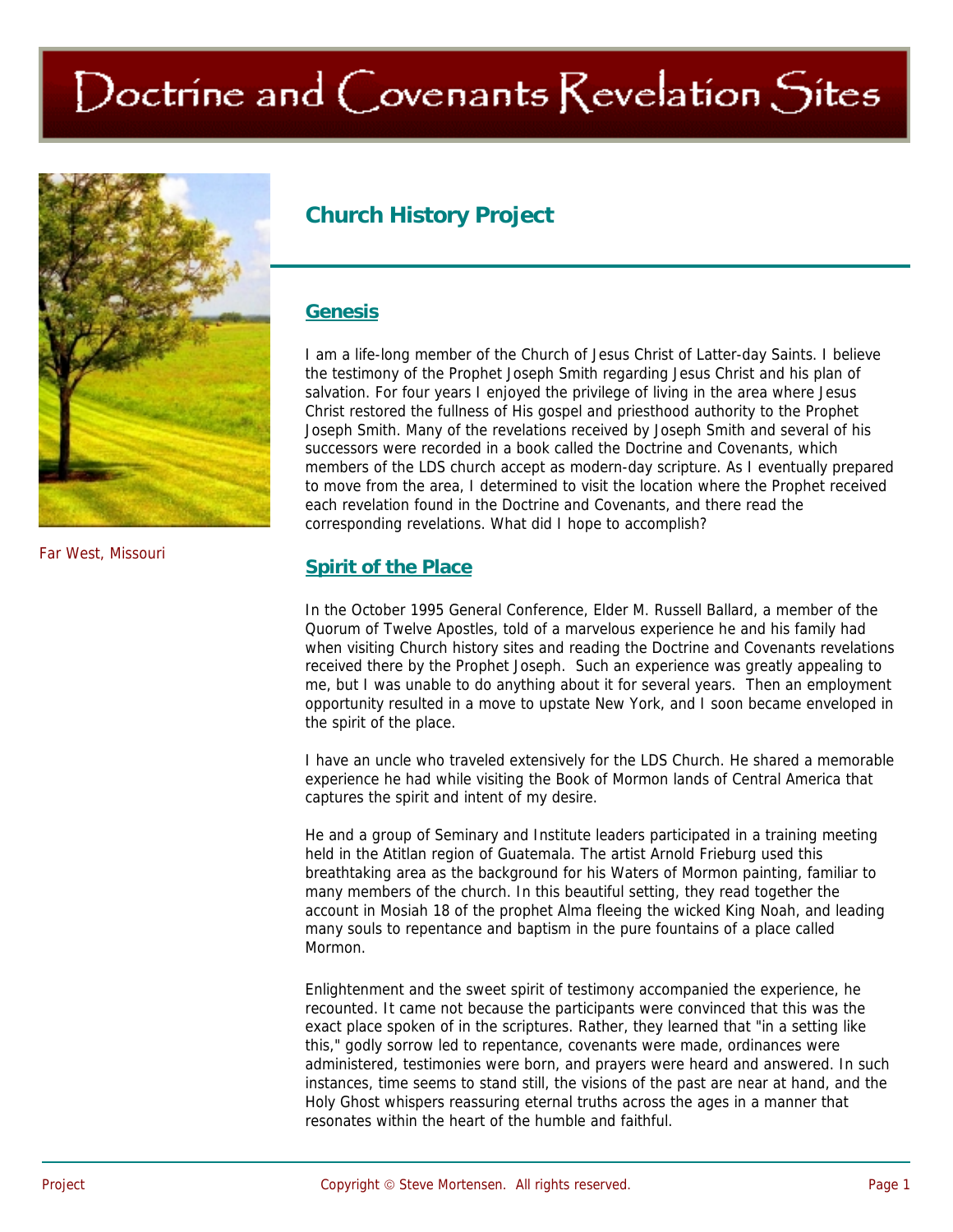# Doctrine and Covenants Revelation Sites

Far West, Missouri

## Church History Project

### Genesis

I am a life-long member of the Church of Jesus Christ of Latter-day Saints. I believe the testimony of the Prophet Joseph Smith regarding Jesus Christ and his plan of salvation. For four years I enjoyed the privilege of living in the area where Jesus Christ restored the fullness of His gospel and priesthood authority to the Prophet Joseph Smith. Many of the revelations received by Joseph Smith and several of his successors were recorded in a book called the Doctrine and Covenants, which members of the LDS church accept as modern-day scripture. As I eventually prepared to move from the area, I determined to visit the location where the Prophet received each revelation found in the Doctrine and Covenants, and there read the corresponding revelations. What did I hope to accomplish?

### Spirit of the Place

In the October 1995 General Conference, Elder M. Russell Ballard, a member of the Quorum of Twelve Apostles, told of a marvelous experience he and his family had when visiting Church history sites and reading the Doctrine and Covenants revelations received there by the Prophet Joseph. Such an experience was greatly appealing to me, but I was unable to do anything about it for several years. Then an employment opportunity resulted in a move to upstate New York, and I soon became enveloped in the spirit of the place.

I have an uncle who traveled extensively for the LDS Church. He shared a memorable experience he had while visiting the Book of Mormon lands of Central America that captures the spirit and intent of my desire.

He and a group of Seminary and Institute leaders participated in a training meeting held in the Atitlan region of Guatemala. The artist Arnold Frieburg used this breathtaking area as the background for his Waters of Mormon painting, familiar to many members of the church. In this beautiful setting, they read together the account in Mosiah 18 of the prophet Alma fleeing the wicked King Noah, and leading many souls to repentance and baptism in the pure fountains of a place called Mormon.

Enlightenment and the sweet spirit of testimony accompanied the experience, he recounted. It came not because the participants were convinced that this was the exact place spoken of in the scriptures. Rather, they learned that "in a setting like this," godly sorrow led to repentance, covenants were made, ordinances were administered, testimonies were born, and prayers were heard and answered. In such instances, time seems to stand still, the visions of the past are near at hand, and the Holy Ghost whispers reassuring eternal truths across the ages in a manner that resonates within the heart of the humble and faithful.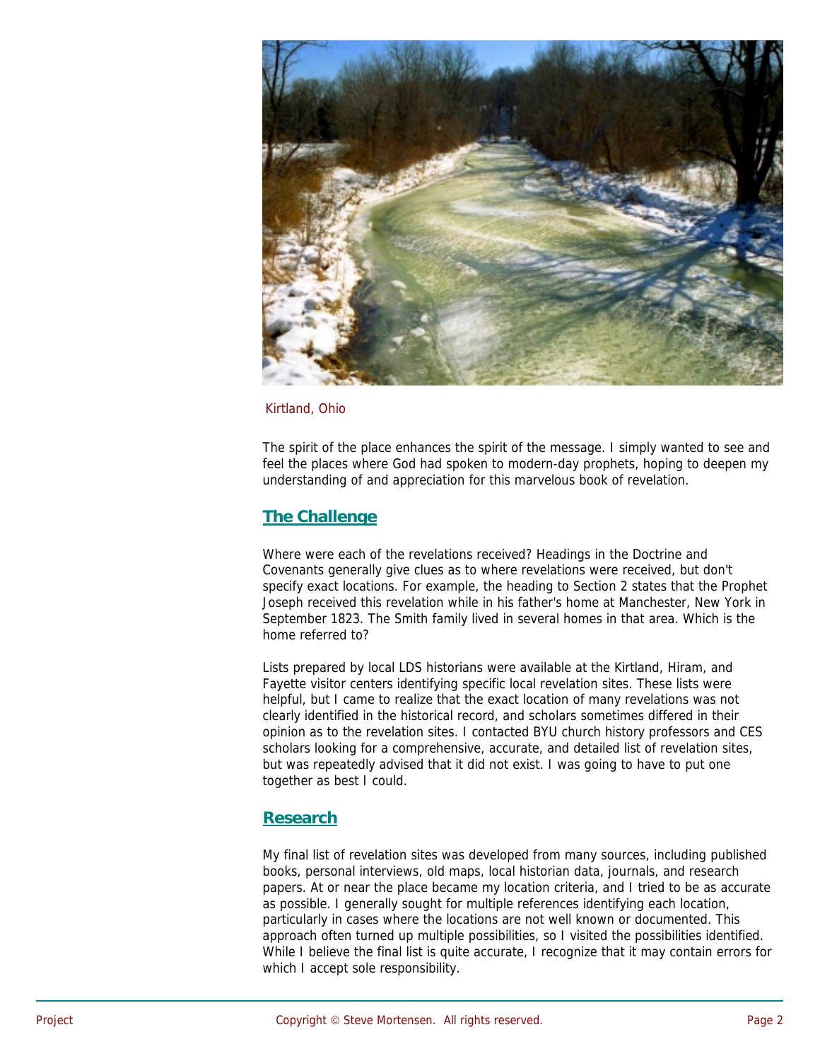Kirtland, Ohio

The spirit of the place enhances the spirit of the message. I simply wanted to see and feel the places where God had spoken to modern-day prophets, hoping to deepen my understanding of and appreciation for this marvelous book of revelation.

## The Challenge

Where were each of the revelations received? Headings in the Doctrine and Covenants generally give clues as to where revelations were received, but don't specify exact locations. For example, the heading to Section 2 states that the Prophet Joseph received this revelation while in his father's home at Manchester, New York in September 1823. The Smith family lived in several homes in that area. Which is the home referred to?

Lists prepared by local LDS historians were available at the Kirtland, Hiram, and Fayette visitor centers identifying specific local revelation sites. These lists were helpful, but I came to realize that the exact location of many revelations was not clearly identified in the historical record, and scholars sometimes differed in their opinion as to the revelation sites. I contacted BYU church history professors and CES scholars looking for a comprehensive, accurate, and detailed list of revelation sites, but was repeatedly advised that it did not exist. I was going to have to put one together as best I could.

## Research

My final list of revelation sites was developed from many sources, including published books, personal interviews, old maps, local historian data, journals, and research papers. At or near the place became my location criteria, and I tried to be as accurate as possible. I generally sought for multiple references identifying each location, particularly in cases where the locations are not well known or documented. This approach often turned up multiple possibilities, so I visited the possibilities identified. While I believe the final list is quite accurate, I recognize that it may contain errors for which I accept sole responsibility.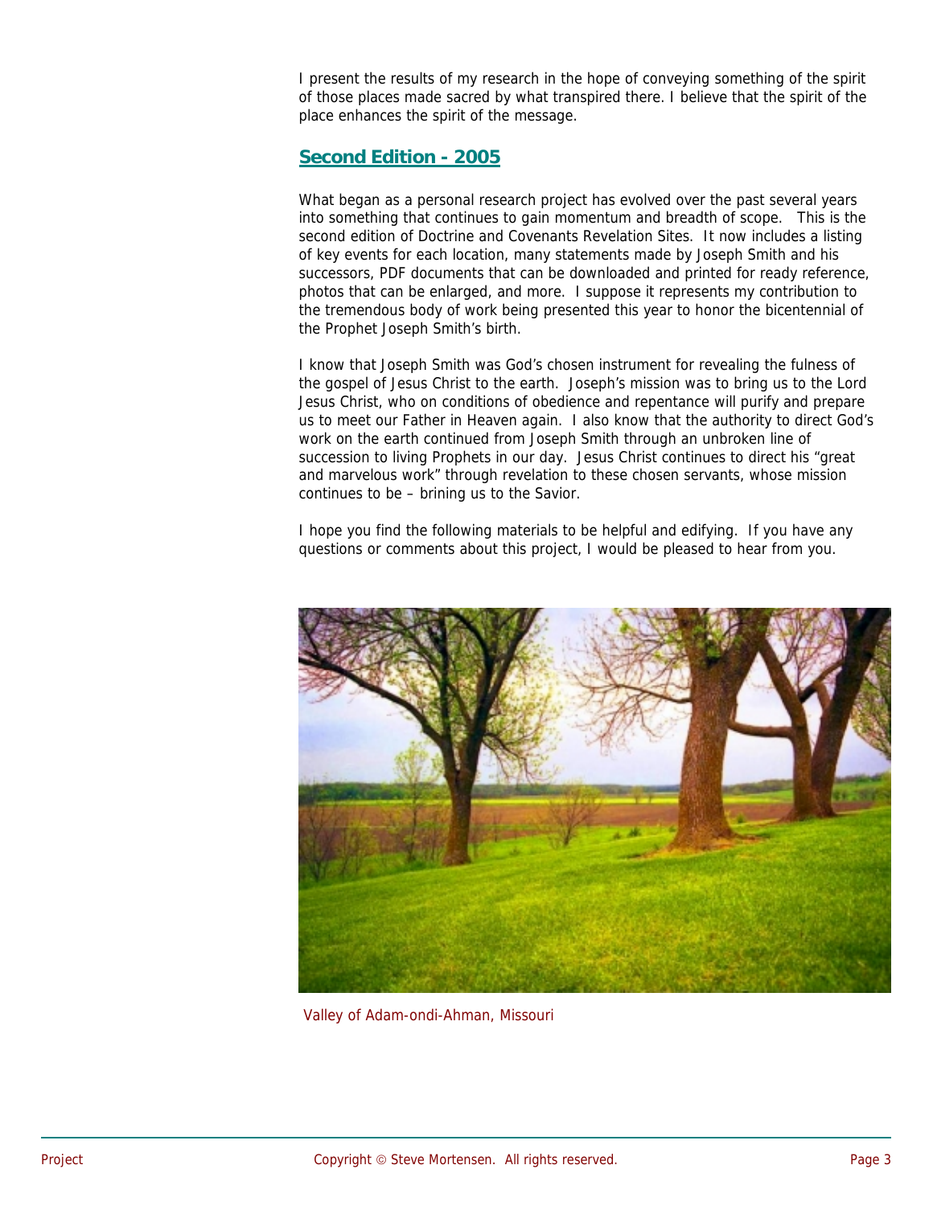I present the results of my research in the hope of conveying something of the spirit of those places made sacred by what transpired there. I believe that the spirit of the place enhances the spirit of the message.

## Second Edition - 2005

What began as a personal research project has evolved over the past several years into something that continues to gain momentum and breadth of scope. This is the second edition of Doctrine and Covenants Revelation Sites. It now includes a listing of key events for each location, many statements made by Joseph Smith and his successors, PDF documents that can be downloaded and printed for ready reference, photos that can be enlarged, and more. I suppose it represents my contribution to the tremendous body of work being presented this year to honor the bicentennial of the Prophet Joseph Smith's birth.

I know that Joseph Smith was God's chosen instrument for revealing the fulness of the gospel of Jesus Christ to the earth. Joseph's mission was to bring us to the Lord Jesus Christ, who on conditions of obedience and repentance will purify and prepare us to meet our Father in Heaven again. I also know that the authority to direct God's work on the earth continued from Joseph Smith through an unbroken line of succession to living Prophets in our day. Jesus Christ continues to direct his "great and marvelous work" through revelation to these chosen servants, whose mission continues to be – brining us to the Savior.

I hope you find the following materials to be helpful and edifying. If you have any questions or comments about this project, I would be pleased to hear from you.

Valley of Adam-ondi-Ahman, Missouri